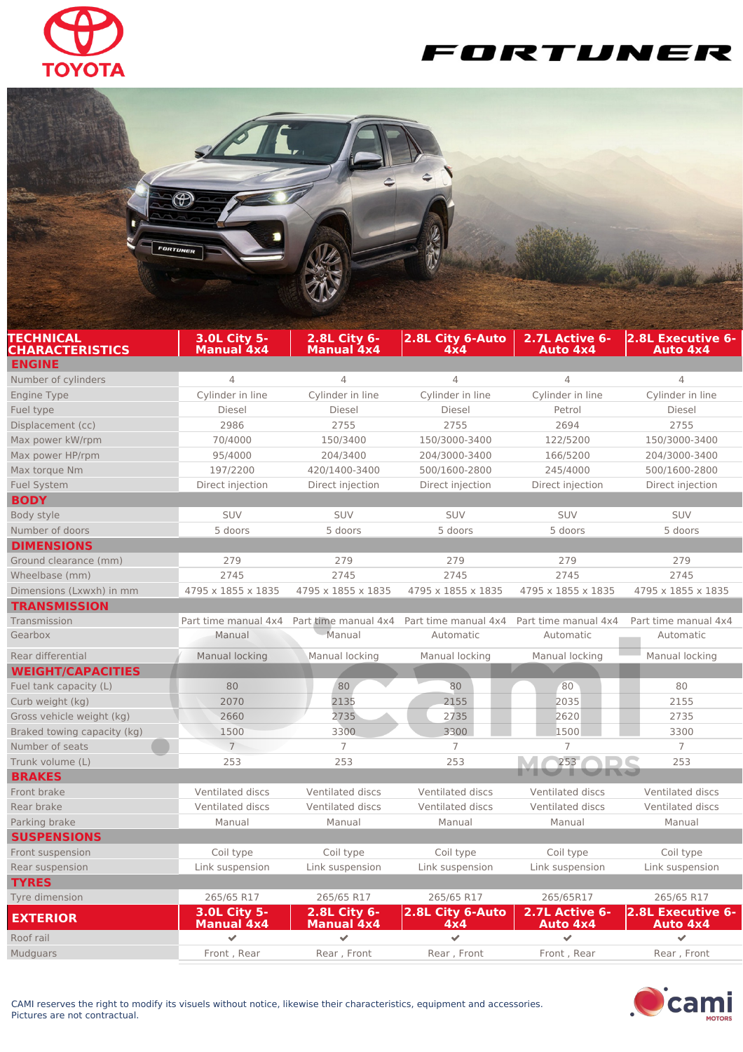# TOYOTA FORTUNER

| TECHNICAL CHARACTERISTICS | 3.0L City 5-Manual 4x4 | 2.8L City 6-Manual 4x4 | 2.8L City 6-Auto 4x4 | 2.7L Active 6-Auto 4x4 | 2.8L Executive 6-Auto 4x4 |
|---|---|---|---|---|---|
| **ENGINE** | | | | | |
| Number of cylinders | 4 | 4 | 4 | 4 | 4 |
| Engine Type | Cylinder in line | Cylinder in line | Cylinder in line | Cylinder in line | Cylinder in line |
| Fuel type | Diesel | Diesel | Diesel | Petrol | Diesel |
| Displacement (cc) | 2986 | 2755 | 2755 | 2694 | 2755 |
| Max power kW/rpm | 70/4000 | 150/3400 | 150/3000-3400 | 122/5200 | 150/3000-3400 |
| Max power HP/rpm | 95/4000 | 204/3400 | 204/3000-3400 | 166/5200 | 204/3000-3400 |
| Max torque Nm | 197/2200 | 420/1400-3400 | 500/1600-2800 | 245/4000 | 500/1600-2800 |
| Fuel System | Direct injection | Direct injection | Direct injection | Direct injection | Direct injection |
| **BODY** | | | | | |
| Body style | SUV | SUV | SUV | SUV | SUV |
| Number of doors | 5 doors | 5 doors | 5 doors | 5 doors | 5 doors |
| **DIMENSIONS** | | | | | |
| Ground clearance (mm) | 279 | 279 | 279 | 279 | 279 |
| Wheelbase (mm) | 2745 | 2745 | 2745 | 2745 | 2745 |
| Dimensions (Lxwxh) in mm | 4795 x 1855 x 1835 | 4795 x 1855 x 1835 | 4795 x 1855 x 1835 | 4795 x 1855 x 1835 | 4795 x 1855 x 1835 |
| **TRANSMISSION** | | | | | |
| Transmission | Part time manual 4x4 | Part time manual 4x4 | Part time manual 4x4 | Part time manual 4x4 | Part time manual 4x4 |
| Gearbox | Manual | Manual | Automatic | Automatic | Automatic |
| Rear differential | Manual locking | Manual locking | Manual locking | Manual locking | Manual locking |
| **WEIGHT/CAPACITIES** | | | | | |
| Fuel tank capacity (L) | 80 | 80 | 80 | 80 | 80 |
| Curb weight (kg) | 2070 | 2135 | 2155 | 2035 | 2155 |
| Gross vehicle weight (kg) | 2660 | 2735 | 2735 | 2620 | 2735 |
| Braked towing capacity (kg) | 1500 | 3300 | 3300 | 1500 | 3300 |
| Number of seats | 7 | 7 | 7 | 7 | 7 |
| Trunk volume (L) | 253 | 253 | 253 | 253 | 253 |
| **BRAKES** | | | | | |
| Front brake | Ventilated discs | Ventilated discs | Ventilated discs | Ventilated discs | Ventilated discs |
| Rear brake | Ventilated discs | Ventilated discs | Ventilated discs | Ventilated discs | Ventilated discs |
| Parking brake | Manual | Manual | Manual | Manual | Manual |
| **SUSPENSIONS** | | | | | |
| Front suspension | Coil type | Coil type | Coil type | Coil type | Coil type |
| Rear suspension | Link suspension | Link suspension | Link suspension | Link suspension | Link suspension |
| **TYRES** | | | | | |
| Tyre dimension | 265/65 R17 | 265/65 R17 | 265/65 R17 | 265/65R17 | 265/65 R17 |

| EXTERIOR | 3.0L City 5-Manual 4x4 | 2.8L City 6-Manual 4x4 | 2.8L City 6-Auto 4x4 | 2.7L Active 6-Auto 4x4 | 2.8L Executive 6-Auto 4x4 |
|---|---|---|---|---|---|
| Roof rail | ✔ | ✔ | ✔ | ✔ | ✔ |
| Mudguars | Front , Rear | Rear , Front | Rear , Front | Front , Rear | Rear , Front |

CAMI reserves the right to modify its visuals without notice, likewise their characteristics, equipment and accessories.
Pictures are not contractual.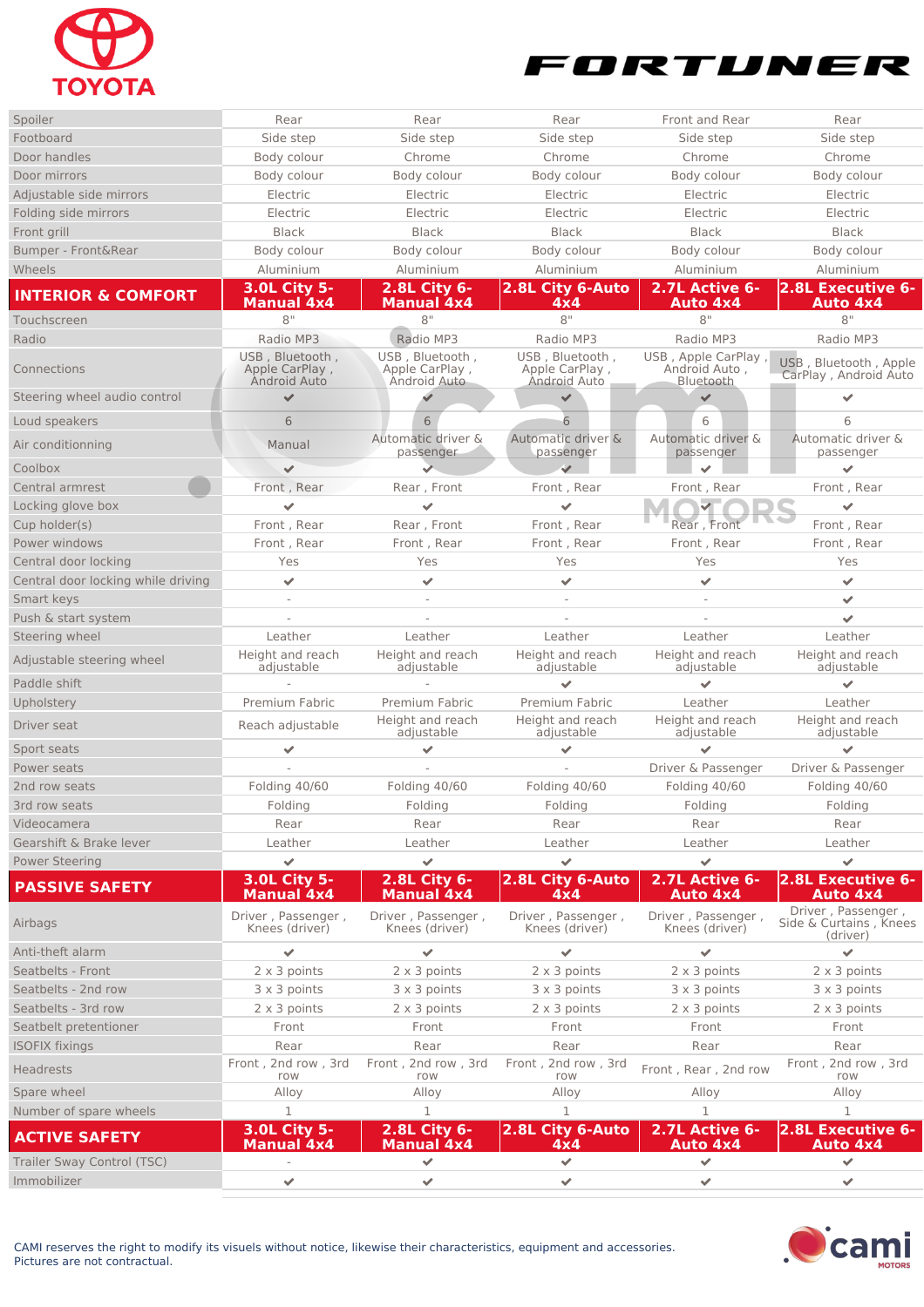# TOYOTA FORTUNER

| Spoiler | Rear | Rear | Rear | Front and Rear | Rear |
|---|---|---|---|---|---|
| Footboard | Side step | Side step | Side step | Side step | Side step |
| Door handles | Body colour | Chrome | Chrome | Chrome | Chrome |
| Door mirrors | Body colour | Body colour | Body colour | Body colour | Body colour |
| Adjustable side mirrors | Electric | Electric | Electric | Electric | Electric |
| Folding side mirrors | Electric | Electric | Electric | Electric | Electric |
| Front grill | Black | Black | Black | Black | Black |
| Bumper - Front&Rear | Body colour | Body colour | Body colour | Body colour | Body colour |
| Wheels | Aluminium | Aluminium | Aluminium | Aluminium | Aluminium |

| INTERIOR & COMFORT | 3.0L City 5-Manual 4x4 | 2.8L City 6-Manual 4x4 | 2.8L City 6-Auto 4x4 | 2.7L Active 6-Auto 4x4 | 2.8L Executive 6-Auto 4x4 |
|---|---|---|---|---|---|
| Touchscreen | 8" | 8" | 8" | 8" | 8" |
| Radio | Radio MP3 | Radio MP3 | Radio MP3 | Radio MP3 | Radio MP3 |
| Connections | USB , Bluetooth , Apple CarPlay , Android Auto | USB , Bluetooth , Apple CarPlay , Android Auto | USB , Bluetooth , Apple CarPlay , Android Auto | USB , Apple CarPlay , Android Auto , Bluetooth | USB , Bluetooth , Apple CarPlay , Android Auto |
| Steering wheel audio control | ✔ | ✔ | ✔ | ✔ | ✔ |
| Loud speakers | 6 | 6 | 6 | 6 | 6 |
| Air conditionning | Manual | Automatic driver & passenger | Automatic driver & passenger | Automatic driver & passenger | Automatic driver & passenger |
| Coolbox | ✔ | ✔ | ✔ | ✔ | ✔ |
| Central armrest | Front , Rear | Rear , Front | Front , Rear | Front , Rear | Front , Rear |
| Locking glove box | ✔ | ✔ | ✔ | ✔ | ✔ |
| Cup holder(s) | Front , Rear | Rear , Front | Front , Rear | Rear , Front | Front , Rear |
| Power windows | Front , Rear | Front , Rear | Front , Rear | Front , Rear | Front , Rear |
| Central door locking | Yes | Yes | Yes | Yes | Yes |
| Central door locking while driving | ✔ | ✔ | ✔ | ✔ | ✔ |
| Smart keys | - | - | - | - | ✔ |
| Push & start system | - | - | - | - | ✔ |
| Steering wheel | Leather | Leather | Leather | Leather | Leather |
| Adjustable steering wheel | Height and reach adjustable | Height and reach adjustable | Height and reach adjustable | Height and reach adjustable | Height and reach adjustable |
| Paddle shift | - | - | ✔ | ✔ | ✔ |
| Upholstery | Premium Fabric | Premium Fabric | Premium Fabric | Leather | Leather |
| Driver seat | Reach adjustable | Height and reach adjustable | Height and reach adjustable | Height and reach adjustable | Height and reach adjustable |
| Sport seats | ✔ | ✔ | ✔ | ✔ | ✔ |
| Power seats | - | - | - | Driver & Passenger | Driver & Passenger |
| 2nd row seats | Folding 40/60 | Folding 40/60 | Folding 40/60 | Folding 40/60 | Folding 40/60 |
| 3rd row seats | Folding | Folding | Folding | Folding | Folding |
| Videocamera | Rear | Rear | Rear | Rear | Rear |
| Gearshift & Brake lever | Leather | Leather | Leather | Leather | Leather |
| Power Steering | ✔ | ✔ | ✔ | ✔ | ✔ |

| PASSIVE SAFETY | 3.0L City 5-Manual 4x4 | 2.8L City 6-Manual 4x4 | 2.8L City 6-Auto 4x4 | 2.7L Active 6-Auto 4x4 | 2.8L Executive 6-Auto 4x4 |
|---|---|---|---|---|---|
| Airbags | Driver , Passenger , Knees (driver) | Driver , Passenger , Knees (driver) | Driver , Passenger , Knees (driver) | Driver , Passenger , Knees (driver) | Driver , Passenger , Side & Curtains , Knees (driver) |
| Anti-theft alarm | ✔ | ✔ | ✔ | ✔ | ✔ |
| Seatbelts - Front | 2 x 3 points | 2 x 3 points | 2 x 3 points | 2 x 3 points | 2 x 3 points |
| Seatbelts - 2nd row | 3 x 3 points | 3 x 3 points | 3 x 3 points | 3 x 3 points | 3 x 3 points |
| Seatbelts - 3rd row | 2 x 3 points | 2 x 3 points | 2 x 3 points | 2 x 3 points | 2 x 3 points |
| Seatbelt pretentioner | Front | Front | Front | Front | Front |
| ISOFIX fixings | Rear | Rear | Rear | Rear | Rear |
| Headrests | Front , 2nd row , 3rd row | Front , 2nd row , 3rd row | Front , 2nd row , 3rd row | Front , Rear , 2nd row | Front , 2nd row , 3rd row |
| Spare wheel | Alloy | Alloy | Alloy | Alloy | Alloy |
| Number of spare wheels | 1 | 1 | 1 | 1 | 1 |

| ACTIVE SAFETY | 3.0L City 5-Manual 4x4 | 2.8L City 6-Manual 4x4 | 2.8L City 6-Auto 4x4 | 2.7L Active 6-Auto 4x4 | 2.8L Executive 6-Auto 4x4 |
|---|---|---|---|---|---|
| Trailer Sway Control (TSC) | - | ✔ | ✔ | ✔ | ✔ |
| Immobilizer | ✔ | ✔ | ✔ | ✔ | ✔ |

CAMI reserves the right to modify its visuals without notice, likewise their characteristics, equipment and accessories.
Pictures are not contractual.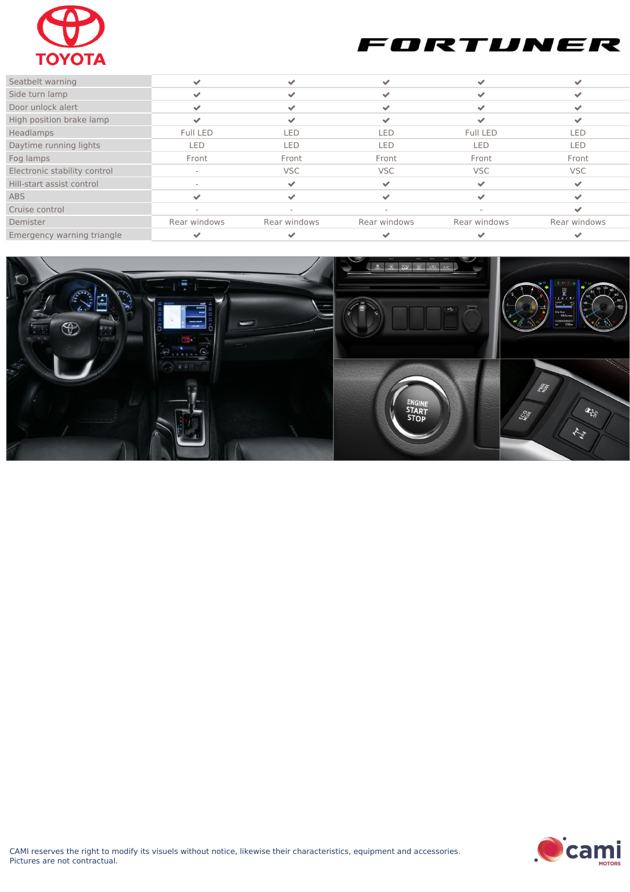| | | | | | |
|---|---|---|---|---|---|
| Seatbelt warning | ✔ | ✔ | ✔ | ✔ | ✔ |
| Side turn lamp | ✔ | ✔ | ✔ | ✔ | ✔ |
| Door unlock alert | ✔ | ✔ | ✔ | ✔ | ✔ |
| High position brake lamp | ✔ | ✔ | ✔ | ✔ | ✔ |
| Headlamps | Full LED | LED | LED | Full LED | LED |
| Daytime running lights | LED | LED | LED | LED | LED |
| Fog lamps | Front | Front | Front | Front | Front |
| Electronic stability control | - | VSC | VSC | VSC | VSC |
| Hill-start assist control | - | ✔ | ✔ | ✔ | ✔ |
| ABS | ✔ | ✔ | ✔ | ✔ | ✔ |
| Cruise control | - | - | - | - | ✔ |
| Demister | Rear windows | Rear windows | Rear windows | Rear windows | Rear windows |
| Emergency warning triangle | ✔ | ✔ | ✔ | ✔ | ✔ |

CAMI reserves the right to modify its visuals without notice, likewise their characteristics, equipment and accessories.
Pictures are not contractual.